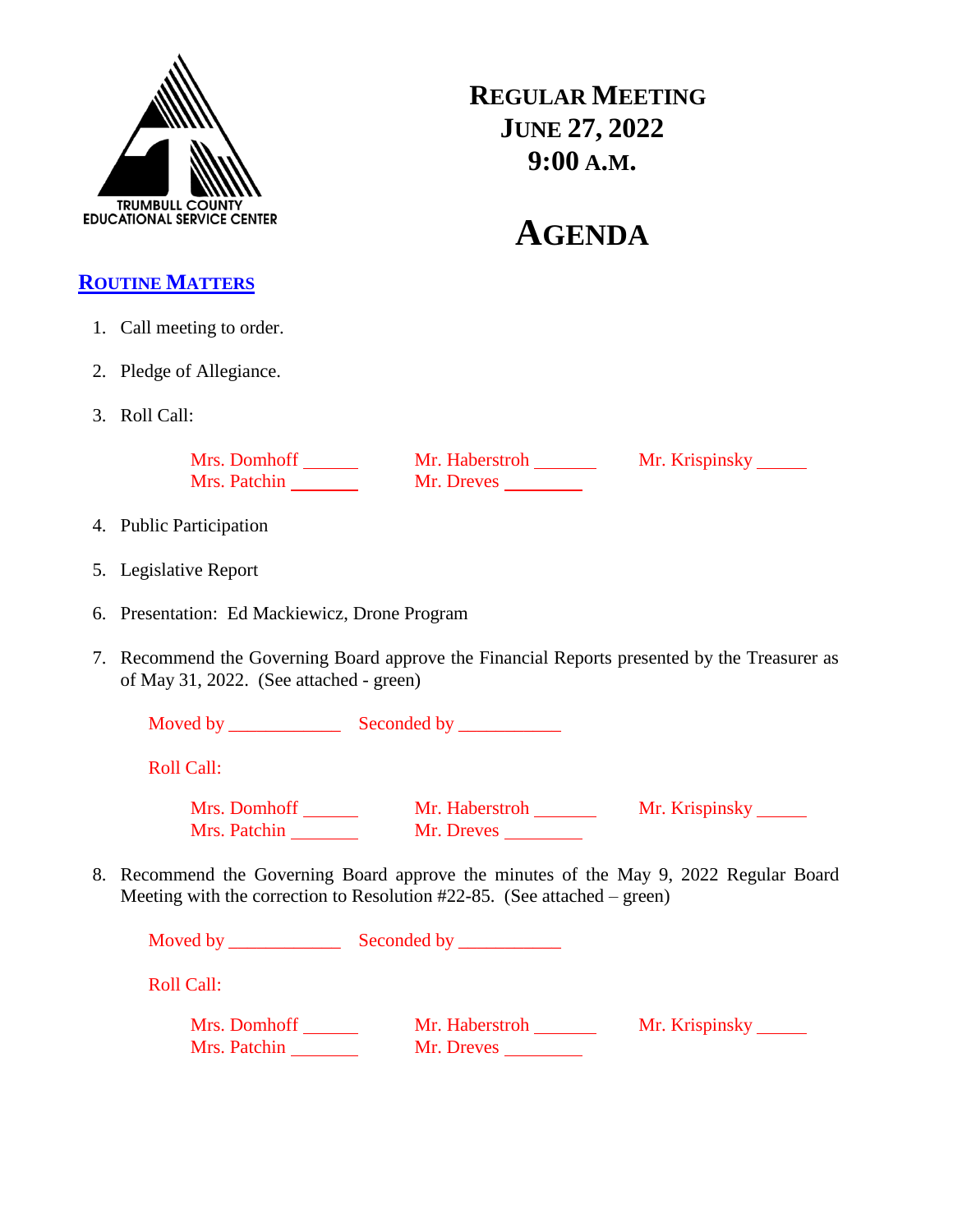TRUMBULL COUNTY
EDUCATIONAL SERVICE CENTER

# REGULAR MEETING
# JUNE 27, 2022
# 9:00 A.M.

# AGENDA

## ROUTINE MATTERS

1. Call meeting to order.

2. Pledge of Allegiance.

3. Roll Call:

   Mrs. Domhoff ______ Mr. Haberstroh _______ Mr. Krispinsky _____
   Mrs. Patchin _______ Mr. Dreves ________

4. Public Participation

5. Legislative Report

6. Presentation: Ed Mackiewicz, Drone Program

7. Recommend the Governing Board approve the Financial Reports presented by the Treasurer as of May 31, 2022. (See attached - green)

   Moved by ____________ Seconded by ___________

   Roll Call:

   Mrs. Domhoff ______ Mr. Haberstroh _______ Mr. Krispinsky _____
   Mrs. Patchin _______ Mr. Dreves ________

8. Recommend the Governing Board approve the minutes of the May 9, 2022 Regular Board Meeting with the correction to Resolution #22-85. (See attached – green)

   Moved by ____________ Seconded by ___________

   Roll Call:

   Mrs. Domhoff ______ Mr. Haberstroh _______ Mr. Krispinsky _____
   Mrs. Patchin _______ Mr. Dreves ________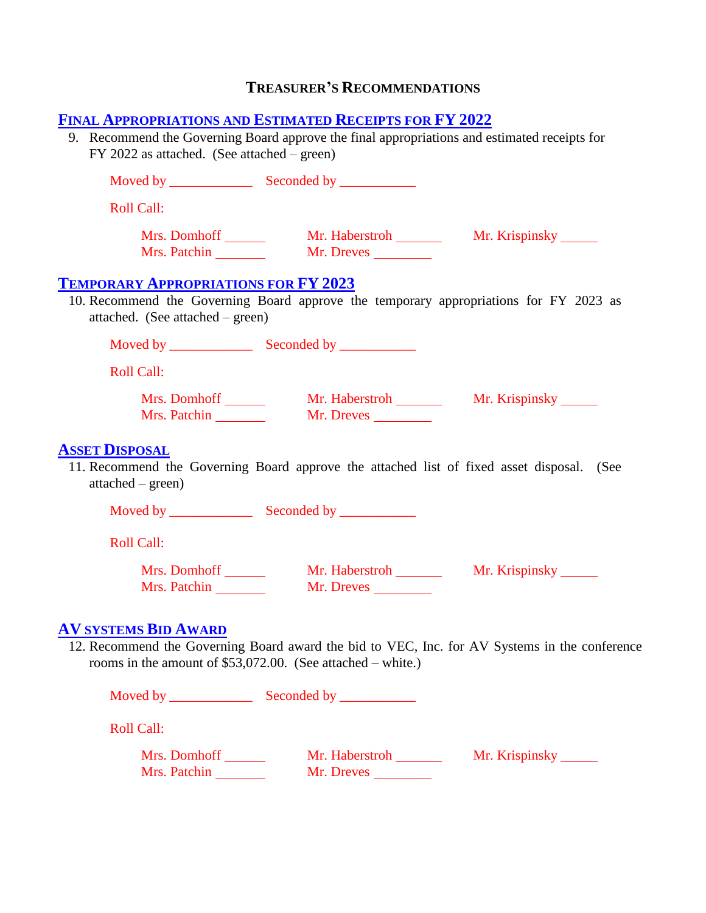# TREASURER'S RECOMMENDATIONS

## FINAL APPROPRIATIONS AND ESTIMATED RECEIPTS FOR FY 2022

9. Recommend the Governing Board approve the final appropriations and estimated receipts for FY 2022 as attached. (See attached – green)

Moved by ____________ Seconded by ___________

Roll Call:

Mrs. Domhoff ______ Mr. Haberstroh _______ Mr. Krispinsky _____
Mrs. Patchin _______ Mr. Dreves ________

## TEMPORARY APPROPRIATIONS FOR FY 2023

10. Recommend the Governing Board approve the temporary appropriations for FY 2023 as attached. (See attached – green)

Moved by ____________ Seconded by ___________

Roll Call:

Mrs. Domhoff ______ Mr. Haberstroh _______ Mr. Krispinsky _____
Mrs. Patchin _______ Mr. Dreves ________

## ASSET DISPOSAL

11. Recommend the Governing Board approve the attached list of fixed asset disposal. (See attached – green)

Moved by ____________ Seconded by ___________

Roll Call:

Mrs. Domhoff ______ Mr. Haberstroh _______ Mr. Krispinsky _____
Mrs. Patchin _______ Mr. Dreves ________

## AV SYSTEMS BID AWARD

12. Recommend the Governing Board award the bid to VEC, Inc. for AV Systems in the conference rooms in the amount of $53,072.00. (See attached – white.)

Moved by ____________ Seconded by ___________

Roll Call:

Mrs. Domhoff ______ Mr. Haberstroh _______ Mr. Krispinsky _____
Mrs. Patchin _______ Mr. Dreves ________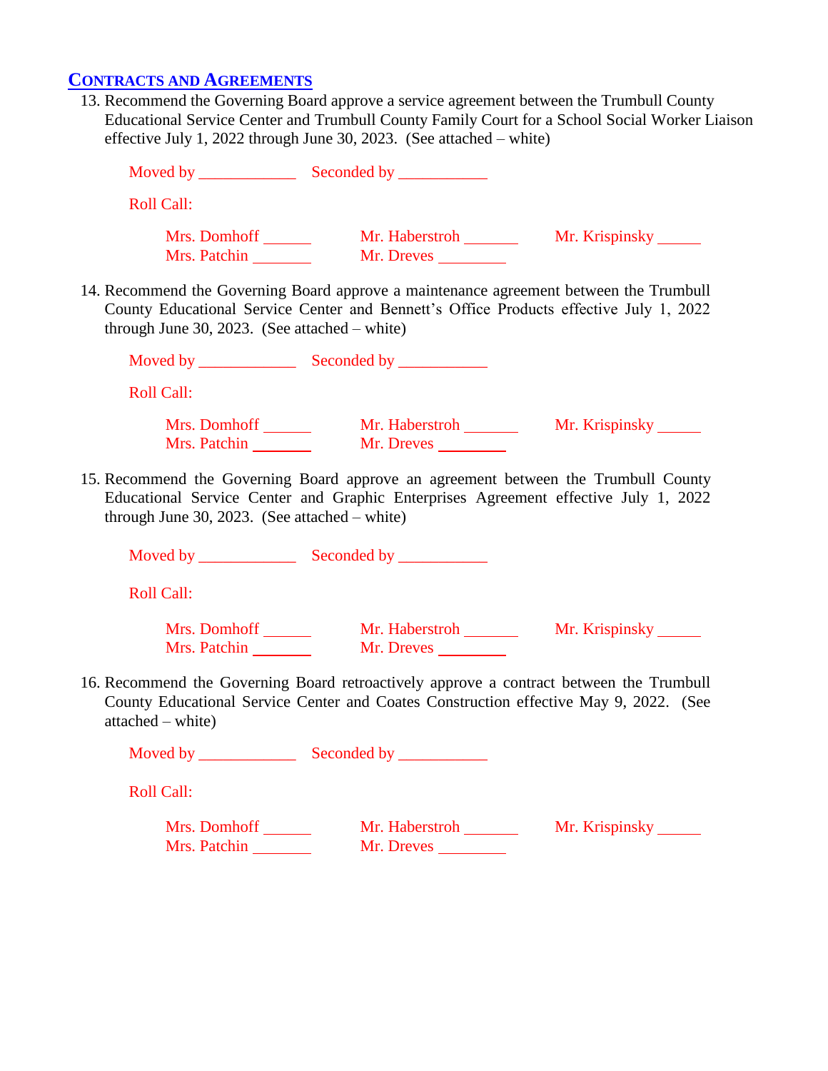## CONTRACTS AND AGREEMENTS

13. Recommend the Governing Board approve a service agreement between the Trumbull County Educational Service Center and Trumbull County Family Court for a School Social Worker Liaison effective July 1, 2022 through June 30, 2023. (See attached – white)

    Moved by ____________ Seconded by ___________

    Roll Call:

    Mrs. Domhoff ______ Mr. Haberstroh _______ Mr. Krispinsky _____
    Mrs. Patchin _______ Mr. Dreves ________

14. Recommend the Governing Board approve a maintenance agreement between the Trumbull County Educational Service Center and Bennett's Office Products effective July 1, 2022 through June 30, 2023. (See attached – white)

    Moved by ____________ Seconded by ___________

    Roll Call:

    Mrs. Domhoff ______ Mr. Haberstroh _______ Mr. Krispinsky _____
    Mrs. Patchin _______ Mr. Dreves ________

15. Recommend the Governing Board approve an agreement between the Trumbull County Educational Service Center and Graphic Enterprises Agreement effective July 1, 2022 through June 30, 2023. (See attached – white)

    Moved by ____________ Seconded by ___________

    Roll Call:

    Mrs. Domhoff ______ Mr. Haberstroh _______ Mr. Krispinsky _____
    Mrs. Patchin _______ Mr. Dreves ________

16. Recommend the Governing Board retroactively approve a contract between the Trumbull County Educational Service Center and Coates Construction effective May 9, 2022. (See attached – white)

    Moved by ____________ Seconded by ___________

    Roll Call:

    Mrs. Domhoff ______ Mr. Haberstroh _______ Mr. Krispinsky _____
    Mrs. Patchin _______ Mr. Dreves ________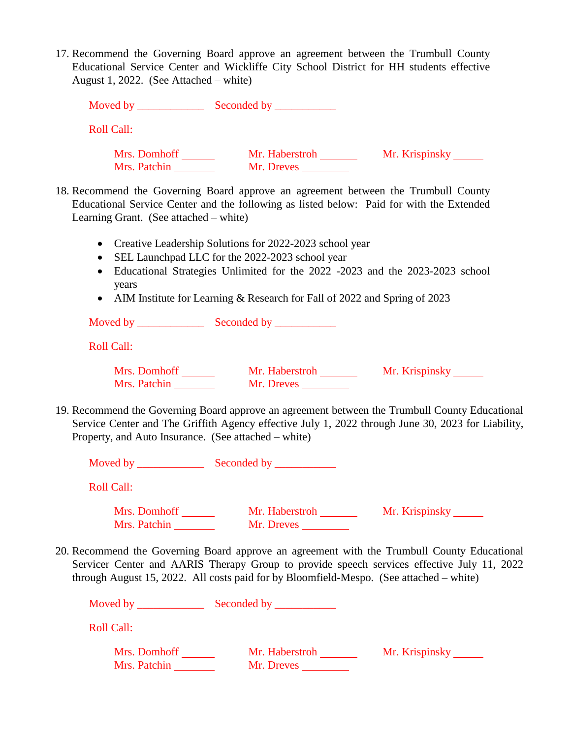17. Recommend the Governing Board approve an agreement between the Trumbull County Educational Service Center and Wickliffe City School District for HH students effective August 1, 2022. (See Attached – white)

    Moved by ____________ Seconded by ___________

    Roll Call:

    Mrs. Domhoff ______ Mr. Haberstroh _______ Mr. Krispinsky _____
    Mrs. Patchin _______ Mr. Dreves ________

18. Recommend the Governing Board approve an agreement between the Trumbull County Educational Service Center and the following as listed below: Paid for with the Extended Learning Grant. (See attached – white)

    - Creative Leadership Solutions for 2022-2023 school year
    - SEL Launchpad LLC for the 2022-2023 school year
    - Educational Strategies Unlimited for the 2022 -2023 and the 2023-2023 school years
    - AIM Institute for Learning & Research for Fall of 2022 and Spring of 2023

    Moved by ____________ Seconded by ___________

    Roll Call:

    Mrs. Domhoff ______ Mr. Haberstroh _______ Mr. Krispinsky _____
    Mrs. Patchin _______ Mr. Dreves ________

19. Recommend the Governing Board approve an agreement between the Trumbull County Educational Service Center and The Griffith Agency effective July 1, 2022 through June 30, 2023 for Liability, Property, and Auto Insurance. (See attached – white)

    Moved by ____________ Seconded by ___________

    Roll Call:

    Mrs. Domhoff ______ Mr. Haberstroh _______ Mr. Krispinsky _____
    Mrs. Patchin _______ Mr. Dreves ________

20. Recommend the Governing Board approve an agreement with the Trumbull County Educational Servicer Center and AARIS Therapy Group to provide speech services effective July 11, 2022 through August 15, 2022. All costs paid for by Bloomfield-Mespo. (See attached – white)

    Moved by ____________ Seconded by ___________

    Roll Call:

    Mrs. Domhoff ______ Mr. Haberstroh _______ Mr. Krispinsky _____
    Mrs. Patchin _______ Mr. Dreves ________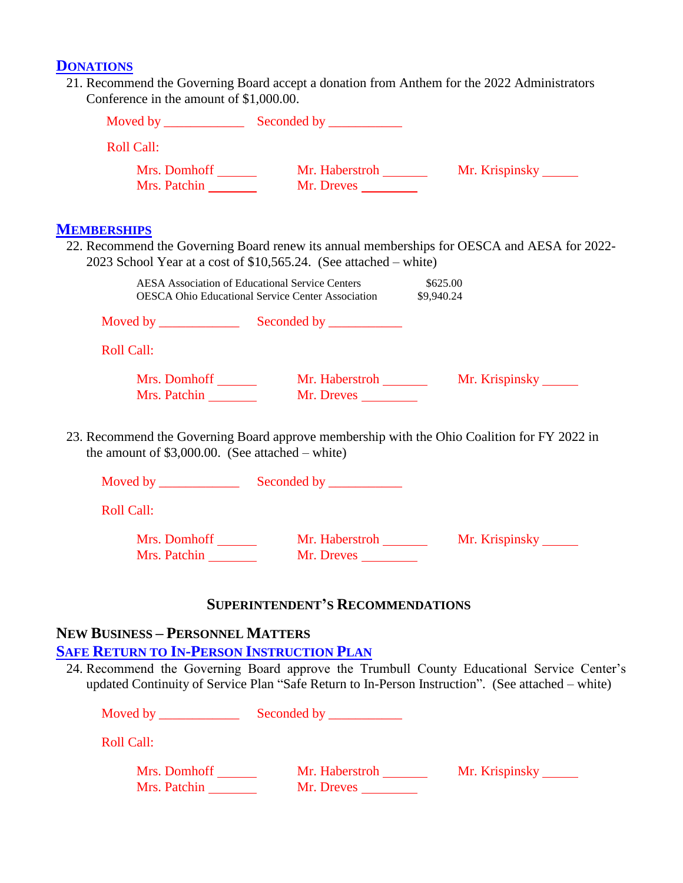## DONATIONS

21. Recommend the Governing Board accept a donation from Anthem for the 2022 Administrators Conference in the amount of $1,000.00.

Moved by ____________ Seconded by ___________

Roll Call:

Mrs. Domhoff ______ Mr. Haberstroh _______ Mr. Krispinsky _____
Mrs. Patchin _______ Mr. Dreves ________

## MEMBERSHIPS

22. Recommend the Governing Board renew its annual memberships for OESCA and AESA for 2022-2023 School Year at a cost of $10,565.24. (See attached – white)

| | |
|---|---|
| AESA Association of Educational Service Centers | $625.00 |
| OESCA Ohio Educational Service Center Association | $9,940.24 |

Moved by ____________ Seconded by ___________

Roll Call:

Mrs. Domhoff ______ Mr. Haberstroh _______ Mr. Krispinsky _____
Mrs. Patchin _______ Mr. Dreves ________

23. Recommend the Governing Board approve membership with the Ohio Coalition for FY 2022 in the amount of $3,000.00. (See attached – white)

Moved by ____________ Seconded by ___________

Roll Call:

Mrs. Domhoff ______ Mr. Haberstroh _______ Mr. Krispinsky _____
Mrs. Patchin _______ Mr. Dreves ________

# SUPERINTENDENT'S RECOMMENDATIONS

## NEW BUSINESS – PERSONNEL MATTERS

### SAFE RETURN TO IN-PERSON INSTRUCTION PLAN

24. Recommend the Governing Board approve the Trumbull County Educational Service Center's updated Continuity of Service Plan "Safe Return to In-Person Instruction". (See attached – white)

Moved by ____________ Seconded by ___________

Roll Call:

Mrs. Domhoff ______ Mr. Haberstroh _______ Mr. Krispinsky _____
Mrs. Patchin _______ Mr. Dreves ________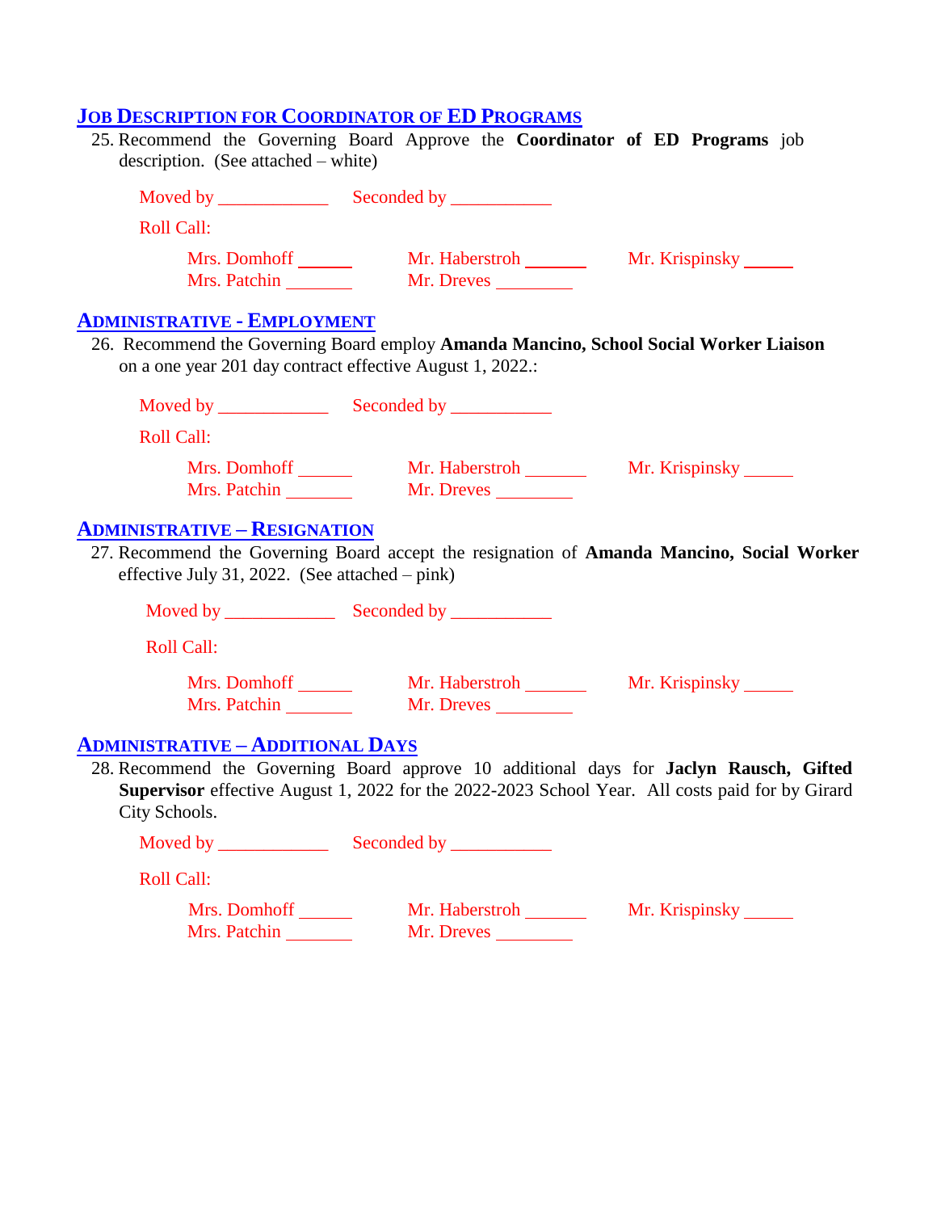## JOB DESCRIPTION FOR COORDINATOR OF ED PROGRAMS

25. Recommend the Governing Board Approve the **Coordinator of ED Programs** job description. (See attached – white)

Moved by ____________ Seconded by ___________

Roll Call:

Mrs. Domhoff ______ Mr. Haberstroh _______ Mr. Krispinsky _____
Mrs. Patchin _______ Mr. Dreves ________

## ADMINISTRATIVE - EMPLOYMENT

26. Recommend the Governing Board employ **Amanda Mancino, School Social Worker Liaison** on a one year 201 day contract effective August 1, 2022.:

Moved by ____________ Seconded by ___________

Roll Call:

Mrs. Domhoff ______ Mr. Haberstroh _______ Mr. Krispinsky _____
Mrs. Patchin _______ Mr. Dreves ________

## ADMINISTRATIVE – RESIGNATION

27. Recommend the Governing Board accept the resignation of **Amanda Mancino, Social Worker** effective July 31, 2022. (See attached – pink)

Moved by ____________ Seconded by ___________

Roll Call:

Mrs. Domhoff ______ Mr. Haberstroh _______ Mr. Krispinsky _____
Mrs. Patchin _______ Mr. Dreves ________

## ADMINISTRATIVE – ADDITIONAL DAYS

28. Recommend the Governing Board approve 10 additional days for **Jaclyn Rausch, Gifted Supervisor** effective August 1, 2022 for the 2022-2023 School Year. All costs paid for by Girard City Schools.

Moved by ____________ Seconded by ___________

Roll Call:

Mrs. Domhoff ______ Mr. Haberstroh _______ Mr. Krispinsky _____
Mrs. Patchin _______ Mr. Dreves ________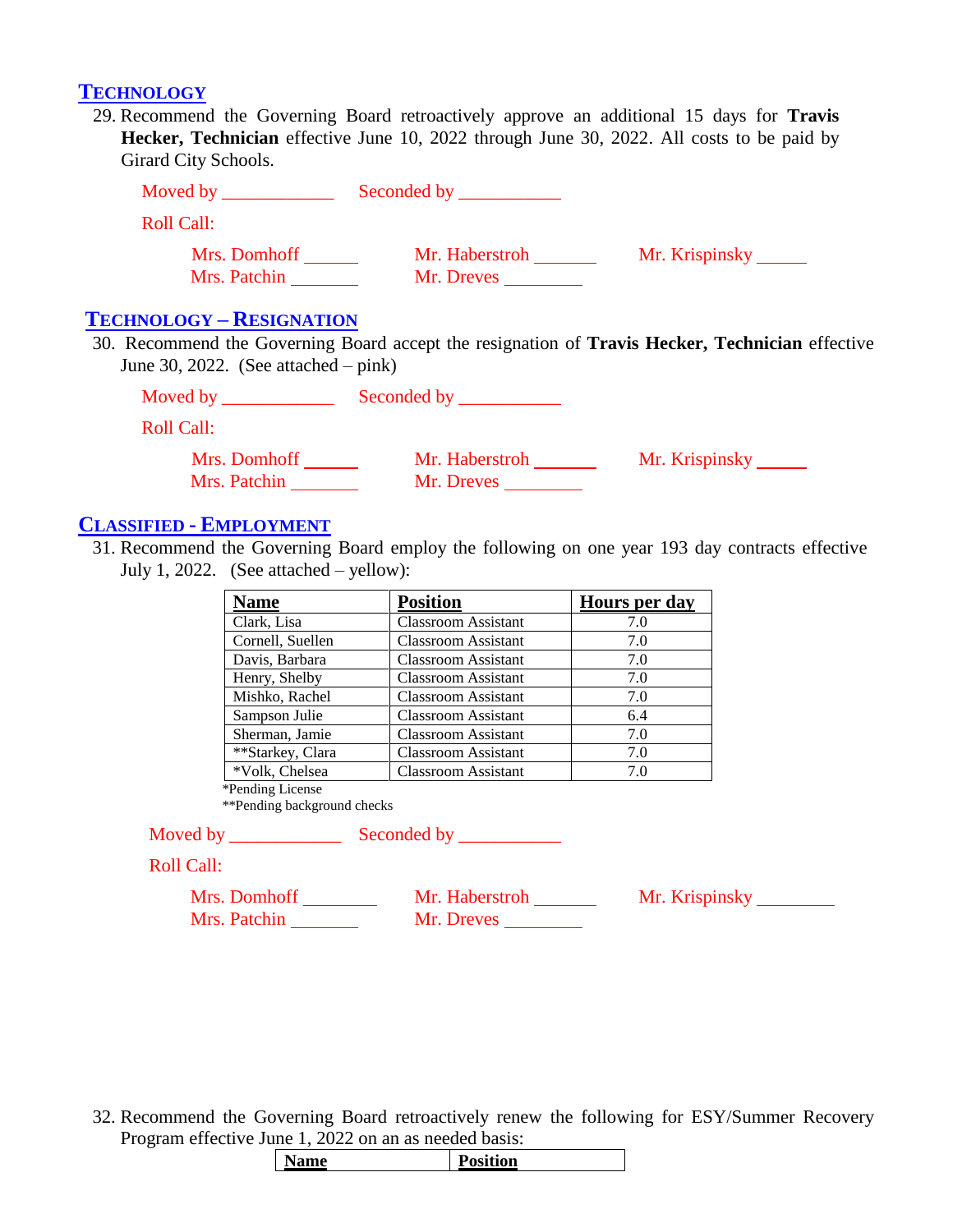## TECHNOLOGY

29. Recommend the Governing Board retroactively approve an additional 15 days for **Travis Hecker, Technician** effective June 10, 2022 through June 30, 2022. All costs to be paid by Girard City Schools.

Moved by ____________ Seconded by ___________

Roll Call:

Mrs. Domhoff ______ Mr. Haberstroh _______ Mr. Krispinsky _____
Mrs. Patchin _______ Mr. Dreves ________

## TECHNOLOGY – RESIGNATION

30. Recommend the Governing Board accept the resignation of **Travis Hecker, Technician** effective June 30, 2022. (See attached – pink)

Moved by ____________ Seconded by ___________

Roll Call:

Mrs. Domhoff ______ Mr. Haberstroh _______ Mr. Krispinsky _____
Mrs. Patchin _______ Mr. Dreves ________

## CLASSIFIED - EMPLOYMENT

31. Recommend the Governing Board employ the following on one year 193 day contracts effective July 1, 2022. (See attached – yellow):

| Name | Position | Hours per day |
|---|---|---|
| Clark, Lisa | Classroom Assistant | 7.0 |
| Cornell, Suellen | Classroom Assistant | 7.0 |
| Davis, Barbara | Classroom Assistant | 7.0 |
| Henry, Shelby | Classroom Assistant | 7.0 |
| Mishko, Rachel | Classroom Assistant | 7.0 |
| Sampson Julie | Classroom Assistant | 6.4 |
| Sherman, Jamie | Classroom Assistant | 7.0 |
| **Starkey, Clara | Classroom Assistant | 7.0 |
| *Volk, Chelsea | Classroom Assistant | 7.0 |

*Pending License
**Pending background checks

Moved by ____________ Seconded by ___________

Roll Call:

Mrs. Domhoff ________ Mr. Haberstroh _______ Mr. Krispinsky ________
Mrs. Patchin _______ Mr. Dreves ________

32. Recommend the Governing Board retroactively renew the following for ESY/Summer Recovery Program effective June 1, 2022 on an as needed basis:

| Name | Position |
|---|---|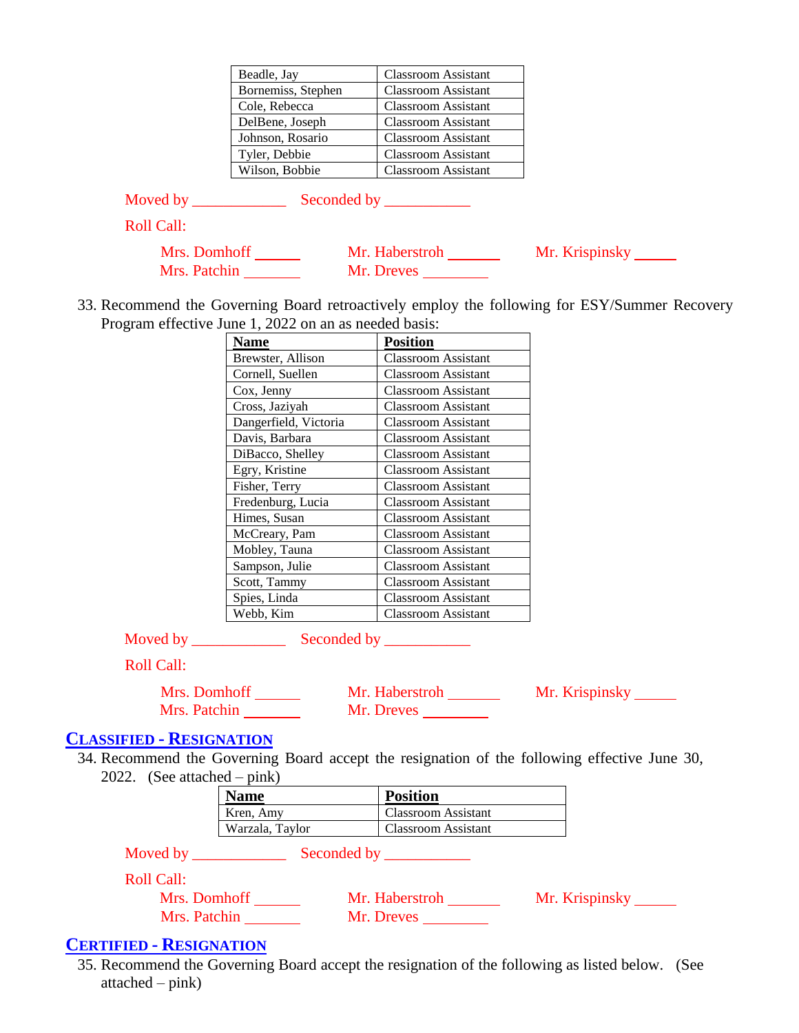| | |
|---|---|
| Beadle, Jay | Classroom Assistant |
| Bornemiss, Stephen | Classroom Assistant |
| Cole, Rebecca | Classroom Assistant |
| DelBene, Joseph | Classroom Assistant |
| Johnson, Rosario | Classroom Assistant |
| Tyler, Debbie | Classroom Assistant |
| Wilson, Bobbie | Classroom Assistant |

Moved by ____________ Seconded by ___________

Roll Call:

Mrs. Domhoff ______ Mr. Haberstroh _______ Mr. Krispinsky _____
Mrs. Patchin _______ Mr. Dreves _________

33. Recommend the Governing Board retroactively employ the following for ESY/Summer Recovery Program effective June 1, 2022 on an as needed basis:

| Name | Position |
|---|---|
| Brewster, Allison | Classroom Assistant |
| Cornell, Suellen | Classroom Assistant |
| Cox, Jenny | Classroom Assistant |
| Cross, Jaziyah | Classroom Assistant |
| Dangerfield, Victoria | Classroom Assistant |
| Davis, Barbara | Classroom Assistant |
| DiBacco, Shelley | Classroom Assistant |
| Egry, Kristine | Classroom Assistant |
| Fisher, Terry | Classroom Assistant |
| Fredenburg, Lucia | Classroom Assistant |
| Himes, Susan | Classroom Assistant |
| McCreary, Pam | Classroom Assistant |
| Mobley, Tauna | Classroom Assistant |
| Sampson, Julie | Classroom Assistant |
| Scott, Tammy | Classroom Assistant |
| Spies, Linda | Classroom Assistant |
| Webb, Kim | Classroom Assistant |

Moved by ____________ Seconded by ___________

Roll Call:

Mrs. Domhoff ______ Mr. Haberstroh _______ Mr. Krispinsky _____
Mrs. Patchin _______ Mr. Dreves _________

## CLASSIFIED - RESIGNATION

34. Recommend the Governing Board accept the resignation of the following effective June 30, 2022. (See attached – pink)

| Name | Position |
|---|---|
| Kren, Amy | Classroom Assistant |
| Warzala, Taylor | Classroom Assistant |

Moved by ____________ Seconded by ___________

Roll Call:

Mrs. Domhoff ______ Mr. Haberstroh _______ Mr. Krispinsky _____
Mrs. Patchin _______ Mr. Dreves _________

## CERTIFIED - RESIGNATION

35. Recommend the Governing Board accept the resignation of the following as listed below. (See attached – pink)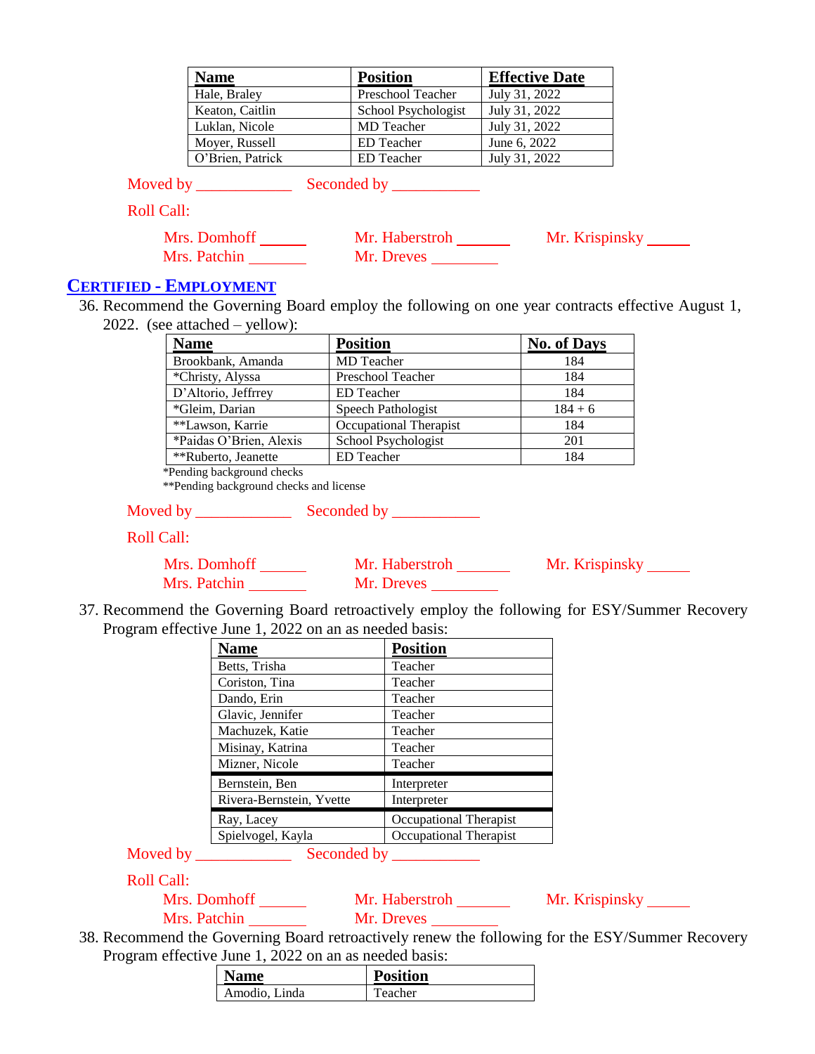| Name | Position | Effective Date |
|---|---|---|
| Hale, Braley | Preschool Teacher | July 31, 2022 |
| Keaton, Caitlin | School Psychologist | July 31, 2022 |
| Luklan, Nicole | MD Teacher | July 31, 2022 |
| Moyer, Russell | ED Teacher | June 6, 2022 |
| O'Brien, Patrick | ED Teacher | July 31, 2022 |

Moved by ____________ Seconded by ___________

Roll Call:

Mrs. Domhoff ______ Mr. Haberstroh _______ Mr. Krispinsky _____
Mrs. Patchin _______ Mr. Dreves ________

## CERTIFIED - EMPLOYMENT

36. Recommend the Governing Board employ the following on one year contracts effective August 1, 2022. (see attached – yellow):

| Name | Position | No. of Days |
|---|---|---|
| Brookbank, Amanda | MD Teacher | 184 |
| *Christy, Alyssa | Preschool Teacher | 184 |
| D'Altorio, Jeffrrey | ED Teacher | 184 |
| *Gleim, Darian | Speech Pathologist | 184 + 6 |
| **Lawson, Karrie | Occupational Therapist | 184 |
| *Paidas O'Brien, Alexis | School Psychologist | 201 |
| **Ruberto, Jeanette | ED Teacher | 184 |

*Pending background checks
**Pending background checks and license

Moved by ____________ Seconded by ___________

Roll Call:

Mrs. Domhoff ______ Mr. Haberstroh _______ Mr. Krispinsky _____
Mrs. Patchin _______ Mr. Dreves ________

37. Recommend the Governing Board retroactively employ the following for ESY/Summer Recovery Program effective June 1, 2022 on an as needed basis:

| Name | Position |
|---|---|
| Betts, Trisha | Teacher |
| Coriston, Tina | Teacher |
| Dando, Erin | Teacher |
| Glavic, Jennifer | Teacher |
| Machuzek, Katie | Teacher |
| Misinay, Katrina | Teacher |
| Mizner, Nicole | Teacher |
| Bernstein, Ben | Interpreter |
| Rivera-Bernstein, Yvette | Interpreter |
| Ray, Lacey | Occupational Therapist |
| Spielvogel, Kayla | Occupational Therapist |

Moved by ____________ Seconded by ___________

Roll Call:

Mrs. Domhoff ______ Mr. Haberstroh _______ Mr. Krispinsky _____
Mrs. Patchin _______ Mr. Dreves ________

38. Recommend the Governing Board retroactively renew the following for the ESY/Summer Recovery Program effective June 1, 2022 on an as needed basis:

| Name | Position |
|---|---|
| Amodio, Linda | Teacher |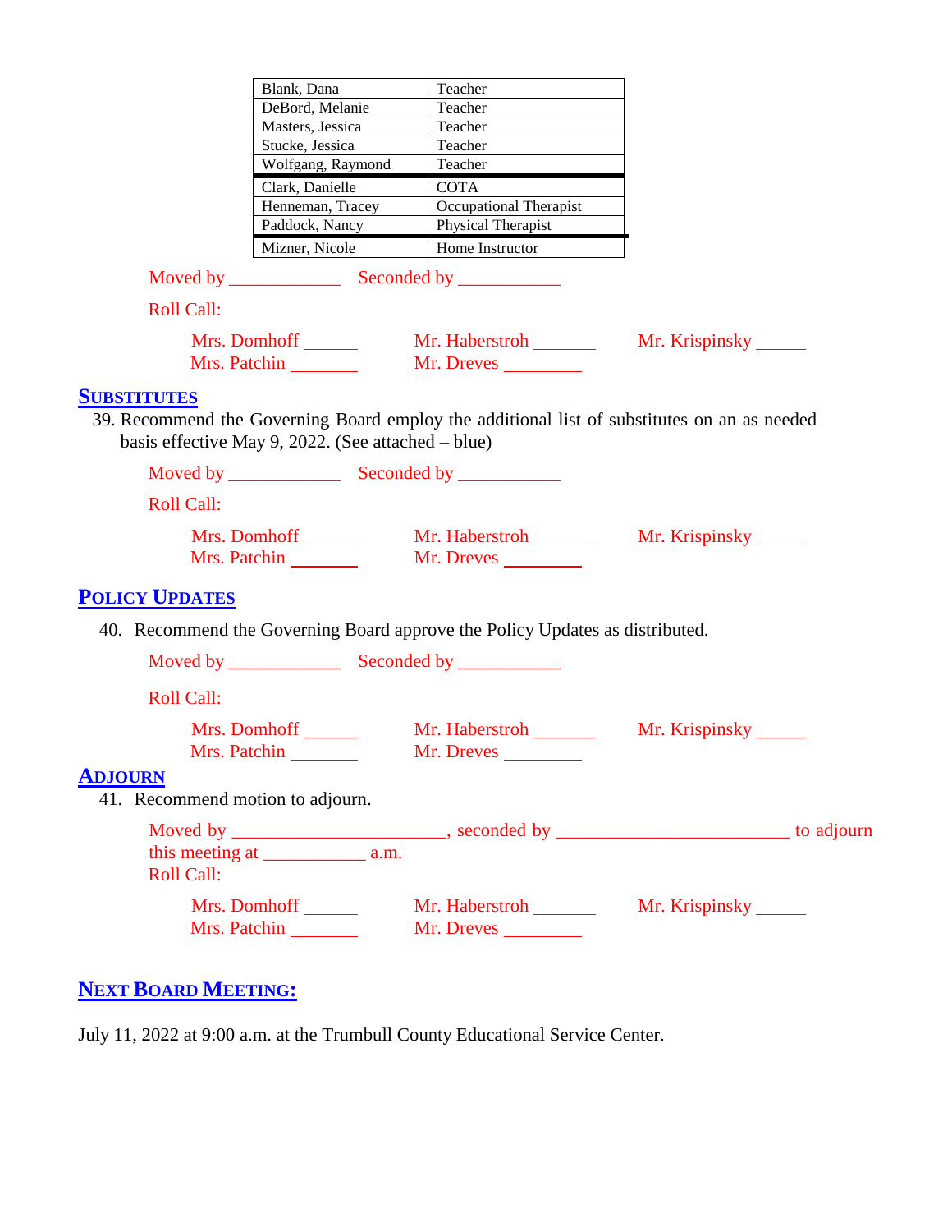| | |
|---|---|
| Blank, Dana | Teacher |
| DeBord, Melanie | Teacher |
| Masters, Jessica | Teacher |
| Stucke, Jessica | Teacher |
| Wolfgang, Raymond | Teacher |
| Clark, Danielle | COTA |
| Henneman, Tracey | Occupational Therapist |
| Paddock, Nancy | Physical Therapist |
| Mizner, Nicole | Home Instructor |

Moved by ____________ Seconded by ___________

Roll Call:

Mrs. Domhoff ______ Mr. Haberstroh _______ Mr. Krispinsky ______
Mrs. Patchin _______ Mr. Dreves ________

## SUBSTITUTES

39. Recommend the Governing Board employ the additional list of substitutes on an as needed basis effective May 9, 2022. (See attached – blue)

Moved by ____________ Seconded by ___________

Roll Call:

Mrs. Domhoff ______ Mr. Haberstroh _______ Mr. Krispinsky ______
Mrs. Patchin _______ Mr. Dreves ________

## POLICY UPDATES

40. Recommend the Governing Board approve the Policy Updates as distributed.

Moved by ____________ Seconded by ___________

Roll Call:

Mrs. Domhoff ______ Mr. Haberstroh _______ Mr. Krispinsky ______
Mrs. Patchin _______ Mr. Dreves ________

## ADJOURN

41. Recommend motion to adjourn.

Moved by _______________________, seconded by _________________________ to adjourn this meeting at ___________ a.m.

Roll Call:

Mrs. Domhoff ______ Mr. Haberstroh _______ Mr. Krispinsky ______
Mrs. Patchin _______ Mr. Dreves ________

## NEXT BOARD MEETING:

July 11, 2022 at 9:00 a.m. at the Trumbull County Educational Service Center.